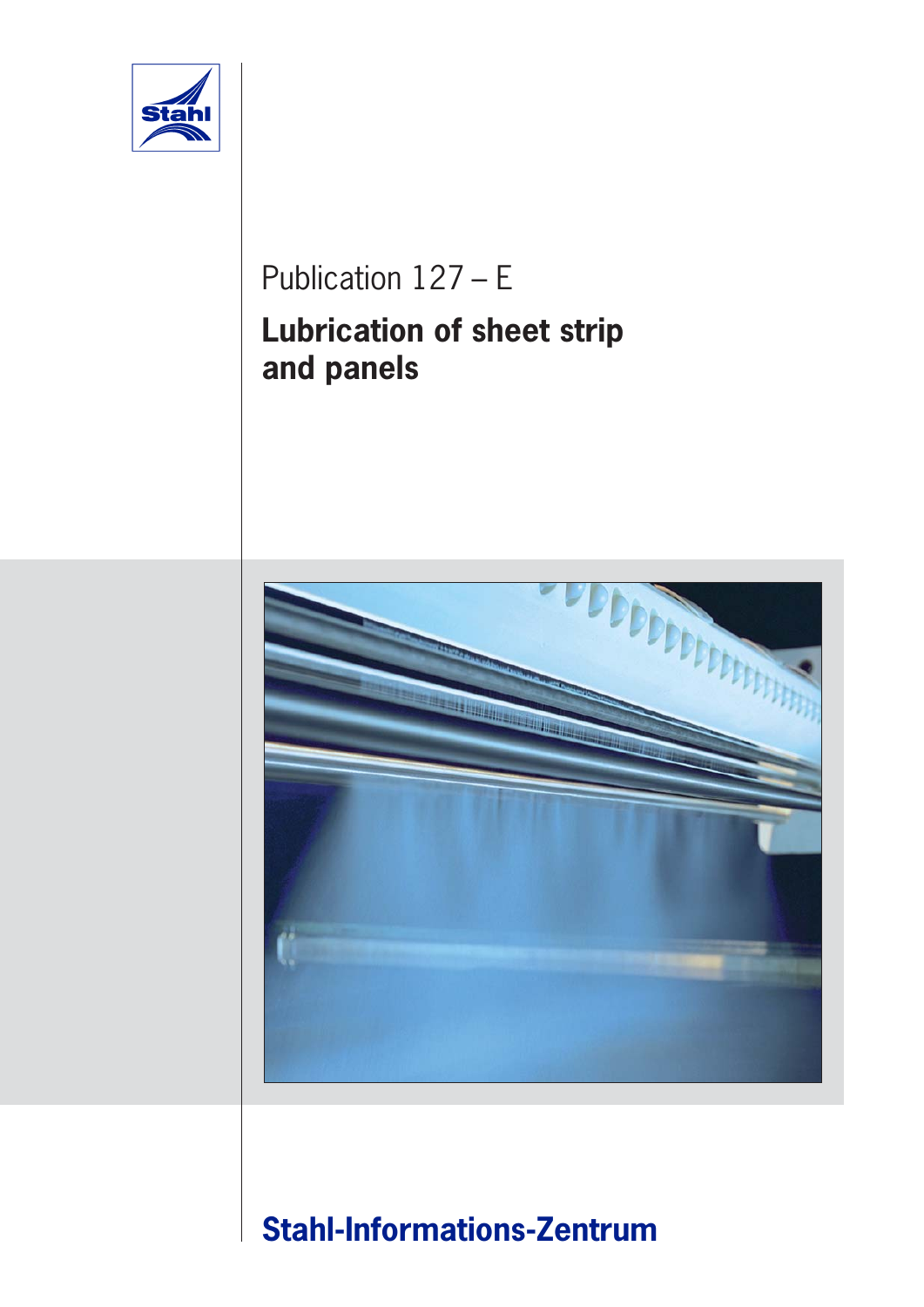Stahl

Publication 127 – E

# Lubrication of sheet strip and panels

**Stahl-Informations-Zentrum**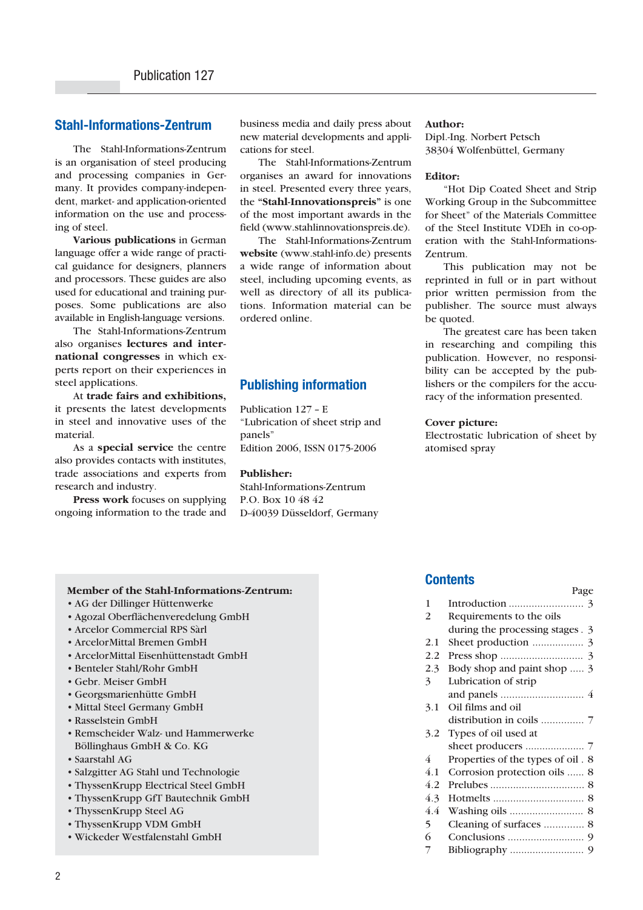## Stahl-Informations-Zentrum

The Stahl-Informations-Zentrum is an organisation of steel producing and processing companies in Germany. It provides company-independent, market- and application-oriented information on the use and processing of steel.

**Various publications** in German language offer a wide range of practical guidance for designers, planners and processors. These guides are also used for educational and training purposes. Some publications are also available in English-language versions.

The Stahl-Informations-Zentrum also organises **lectures and international congresses** in which experts report on their experiences in steel applications.

At **trade fairs and exhibitions,** it presents the latest developments in steel and innovative uses of the material.

As a **special service** the centre also provides contacts with institutes, trade associations and experts from research and industry.

**Press work** focuses on supplying ongoing information to the trade and business media and daily press about new material developments and applications for steel.

The Stahl-Informations-Zentrum organises an award for innovations in steel. Presented every three years, the **"Stahl-Innovationspreis"** is one of the most important awards in the field (www.stahlinnovationspreis.de).

The Stahl-Informations-Zentrum **website** (www.stahl-info.de) presents a wide range of information about steel, including upcoming events, as well as directory of all its publications. Information material can be ordered online.

## Publishing information

Publication 127 – E
"Lubrication of sheet strip and panels"
Edition 2006, ISSN 0175-2006

**Publisher:**
Stahl-Informations-Zentrum
P.O. Box 10 48 42
D-40039 Düsseldorf, Germany

**Author:**
Dipl.-Ing. Norbert Petsch
38304 Wolfenbüttel, Germany

**Editor:**
"Hot Dip Coated Sheet and Strip Working Group in the Subcommittee for Sheet" of the Materials Committee of the Steel Institute VDEh in co-operation with the Stahl-Informations-Zentrum.

This publication may not be reprinted in full or in part without prior written permission from the publisher. The source must always be quoted.

The greatest care has been taken in researching and compiling this publication. However, no responsibility can be accepted by the publishers or the compilers for the accuracy of the information presented.

**Cover picture:**
Electrostatic lubrication of sheet by atomised spray

**Member of the Stahl-Informations-Zentrum:**

- AG der Dillinger Hüttenwerke
- Agozal Oberflächenveredelung GmbH
- Arcelor Commercial RPS Sàrl
- ArcelorMittal Bremen GmbH
- ArcelorMittal Eisenhüttenstadt GmbH
- Benteler Stahl/Rohr GmbH
- Gebr. Meiser GmbH
- Georgsmarienhütte GmbH
- Mittal Steel Germany GmbH
- Rasselstein GmbH
- Remscheider Walz- und Hammerwerke Böllinghaus GmbH & Co. KG
- Saarstahl AG
- Salzgitter AG Stahl und Technologie
- ThyssenKrupp Electrical Steel GmbH
- ThyssenKrupp GfT Bautechnik GmbH
- ThyssenKrupp Steel AG
- ThyssenKrupp VDM GmbH
- Wickeder Westfalenstahl GmbH

## Contents

| | | Page |
|---|---|---|
| 1 | Introduction | 3 |
| 2 | Requirements to the oils during the processing stages | 3 |
| 2.1 | Sheet production | 3 |
| 2.2 | Press shop | 3 |
| 2.3 | Body shop and paint shop | 3 |
| 3 | Lubrication of strip and panels | 4 |
| 3.1 | Oil films and oil distribution in coils | 7 |
| 3.2 | Types of oil used at sheet producers | 7 |
| 4 | Properties of the types of oil | 8 |
| 4.1 | Corrosion protection oils | 8 |
| 4.2 | Prelubes | 8 |
| 4.3 | Hotmelts | 8 |
| 4.4 | Washing oils | 8 |
| 5 | Cleaning of surfaces | 8 |
| 6 | Conclusions | 9 |
| 7 | Bibliography | 9 |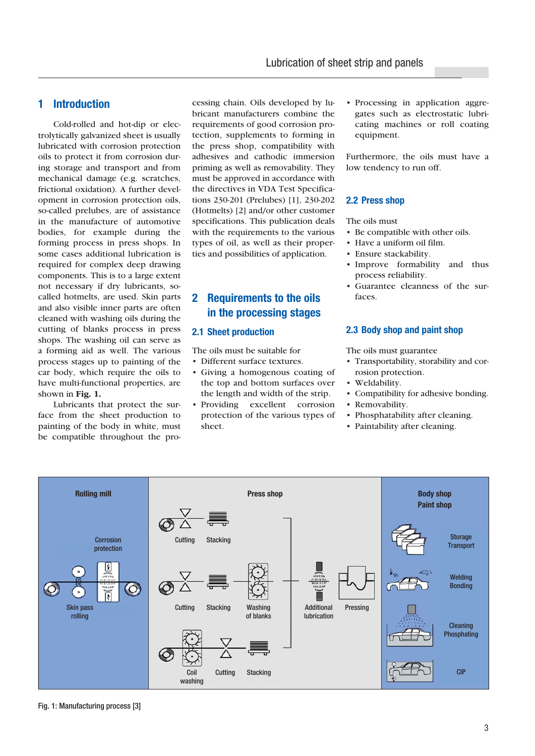# 1 Introduction

Cold-rolled and hot-dip or electrolytically galvanized sheet is usually lubricated with corrosion protection oils to protect it from corrosion during storage and transport and from mechanical damage (e.g. scratches, frictional oxidation). A further development in corrosion protection oils, so-called prelubes, are of assistance in the manufacture of automotive bodies, for example during the forming process in press shops. In some cases additional lubrication is required for complex deep drawing components. This is to a large extent not necessary if dry lubricants, so-called hotmelts, are used. Skin parts and also visible inner parts are often cleaned with washing oils during the cutting of blanks process in press shops. The washing oil can serve as a forming aid as well. The various process stages up to painting of the car body, which require the oils to have multi-functional properties, are shown in **Fig. 1.**

Lubricants that protect the surface from the sheet production to painting of the body in white, must be compatible throughout the processing chain. Oils developed by lubricant manufacturers combine the requirements of good corrosion protection, supplements to forming in the press shop, compatibility with adhesives and cathodic immersion priming as well as removability. They must be approved in accordance with the directives in VDA Test Specifications 230-201 (Prelubes) [1], 230-202 (Hotmelts) [2] and/or other customer specifications. This publication deals with the requirements to the various types of oil, as well as their properties and possibilities of application.

# 2 Requirements to the oils in the processing stages

## 2.1 Sheet production

The oils must be suitable for

- Different surface textures.
- Giving a homogenous coating of the top and bottom surfaces over the length and width of the strip.
- Providing excellent corrosion protection of the various types of sheet.
- Processing in application aggregates such as electrostatic lubricating machines or roll coating equipment.

Furthermore, the oils must have a low tendency to run off.

## 2.2 Press shop

The oils must

- Be compatible with other oils.
- Have a uniform oil film.
- Ensure stackability.
- Improve formability and thus process reliability.
- Guarantee cleanness of the surfaces.

## 2.3 Body shop and paint shop

The oils must guarantee

- Transportability, storability and corrosion protection.
- Weldability.
- Compatibility for adhesive bonding.
- Removability.
- Phosphatability after cleaning.
- Paintability after cleaning.

Rolling mill: Corrosion protection; Skin pass rolling

Press shop: Cutting, Stacking; Cutting, Stacking, Washing of blanks; Coil washing, Cutting, Stacking; Additional lubrication; Pressing

Body shop / Paint shop: Storage Transport; Welding Bonding; Cleaning Phosphating; CIP

Fig. 1: Manufacturing process [3]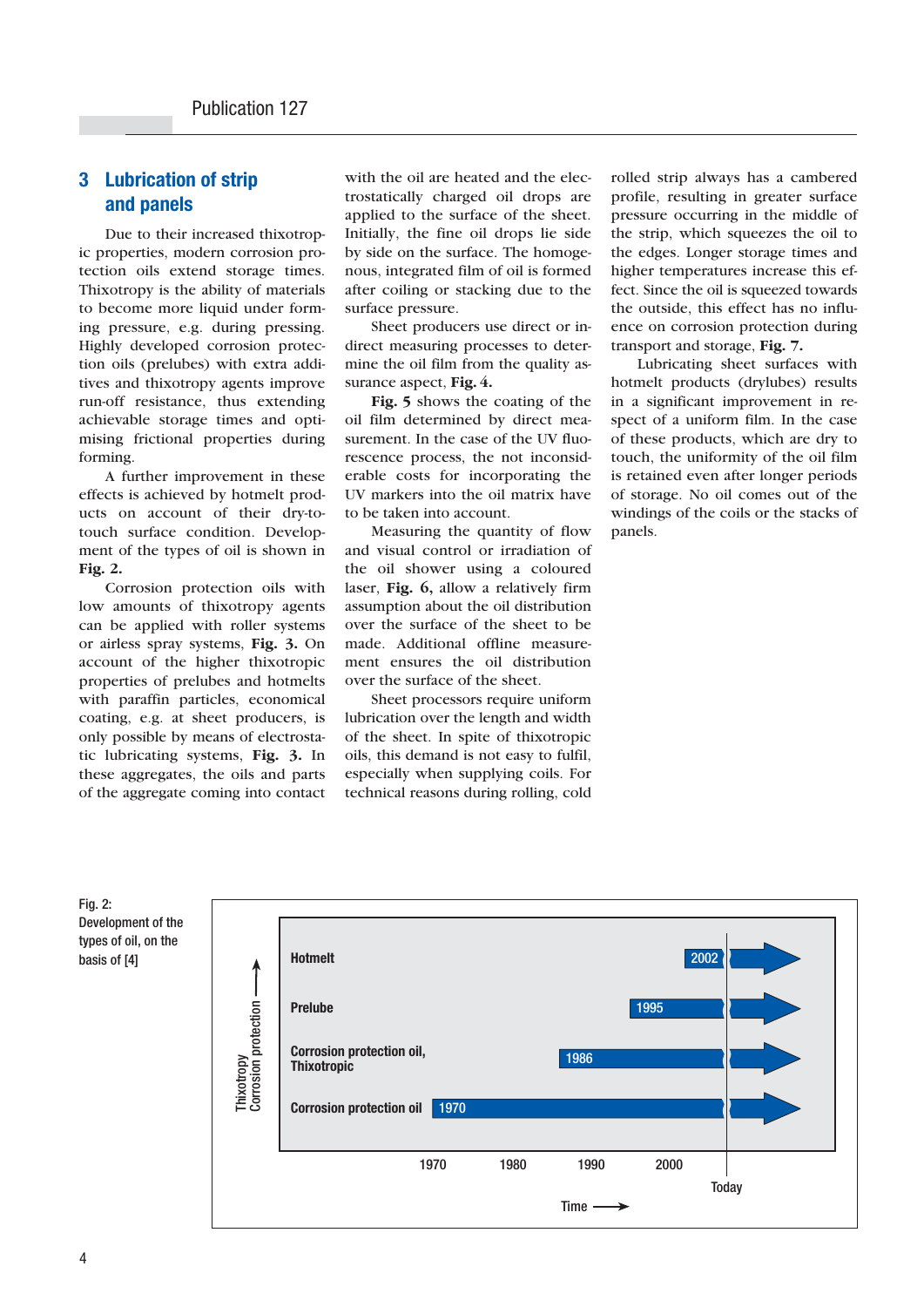## 3 Lubrication of strip and panels

Due to their increased thixotropic properties, modern corrosion protection oils extend storage times. Thixotropy is the ability of materials to become more liquid under forming pressure, e.g. during pressing. Highly developed corrosion protection oils (prelubes) with extra additives and thixotropy agents improve run-off resistance, thus extending achievable storage times and optimising frictional properties during forming.

A further improvement in these effects is achieved by hotmelt products on account of their dry-to-touch surface condition. Development of the types of oil is shown in **Fig. 2.**

Corrosion protection oils with low amounts of thixotropy agents can be applied with roller systems or airless spray systems, **Fig. 3.** On account of the higher thixotropic properties of prelubes and hotmelts with paraffin particles, economical coating, e.g. at sheet producers, is only possible by means of electrostatic lubricating systems, **Fig. 3.** In these aggregates, the oils and parts of the aggregate coming into contact with the oil are heated and the electrostatically charged oil drops are applied to the surface of the sheet. Initially, the fine oil drops lie side by side on the surface. The homogenous, integrated film of oil is formed after coiling or stacking due to the surface pressure.

Sheet producers use direct or indirect measuring processes to determine the oil film from the quality assurance aspect, **Fig. 4.**

**Fig. 5** shows the coating of the oil film determined by direct measurement. In the case of the UV fluorescence process, the not inconsiderable costs for incorporating the UV markers into the oil matrix have to be taken into account.

Measuring the quantity of flow and visual control or irradiation of the oil shower using a coloured laser, **Fig. 6,** allow a relatively firm assumption about the oil distribution over the surface of the sheet to be made. Additional offline measurement ensures the oil distribution over the surface of the sheet.

Sheet processors require uniform lubrication over the length and width of the sheet. In spite of thixotropic oils, this demand is not easy to fulfil, especially when supplying coils. For technical reasons during rolling, cold rolled strip always has a cambered profile, resulting in greater surface pressure occurring in the middle of the strip, which squeezes the oil to the edges. Longer storage times and higher temperatures increase this effect. Since the oil is squeezed towards the outside, this effect has no influence on corrosion protection during transport and storage, **Fig. 7.**

Lubricating sheet surfaces with hotmelt products (drylubes) results in a significant improvement in respect of a uniform film. In the case of these products, which are dry to touch, the uniformity of the oil film is retained even after longer periods of storage. No oil comes out of the windings of the coils or the stacks of panels.

Fig. 2: Development of the types of oil, on the basis of [4]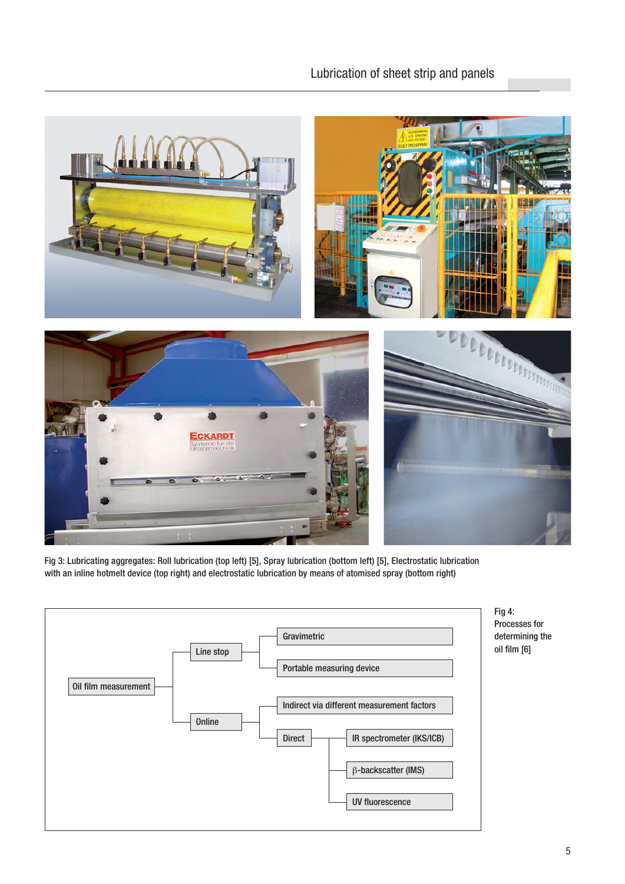Fig 3: Lubricating aggregates: Roll lubrication (top left) [5], Spray lubrication (bottom left) [5], Electrostatic lubrication with an inline hotmelt device (top right) and electrostatic lubrication by means of atomised spray (bottom right)

- Oil film measurement
  - Line stop
    - Gravimetric
    - Portable measuring device
  - Online
    - Indirect via different measurement factors
    - Direct
      - IR spectrometer (IKS/ICB)
      - β-backscatter (IMS)
      - UV fluorescence

Fig 4: Processes for determining the oil film [6]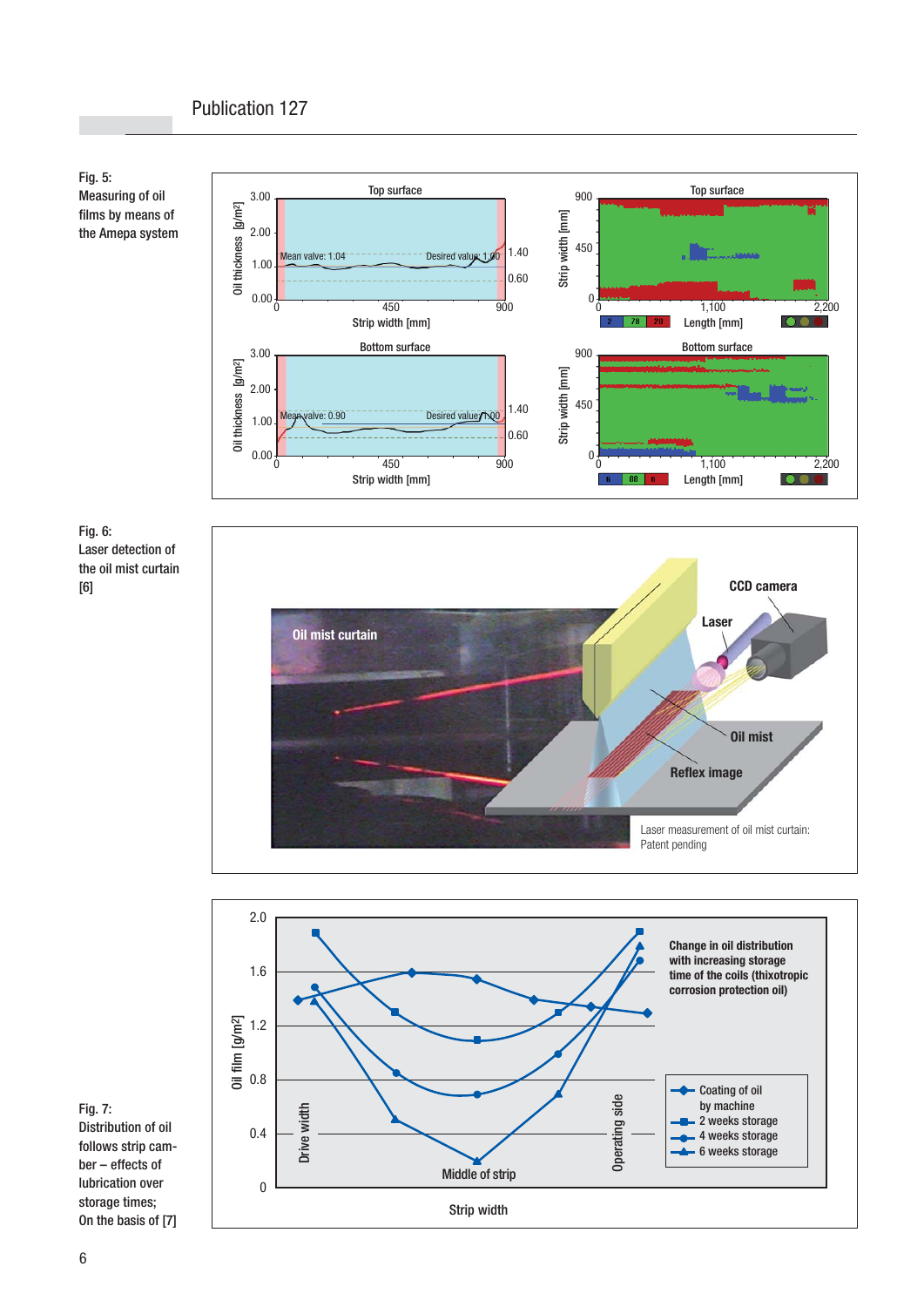Fig. 5:
Measuring of oil films by means of the Amepa system

Fig. 6:
Laser detection of the oil mist curtain [6]

Fig. 7:
Distribution of oil follows strip camber – effects of lubrication over storage times;
On the basis of [7]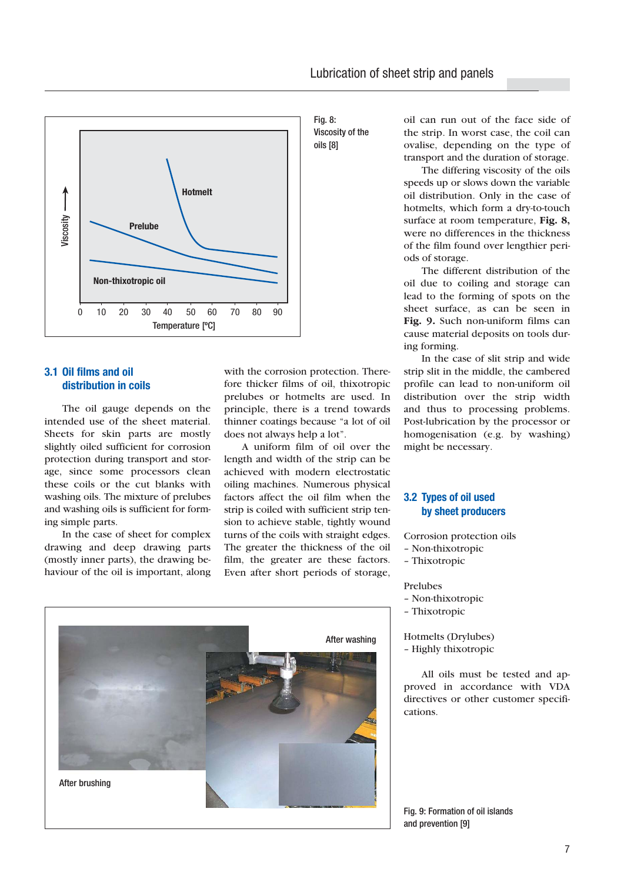Fig. 8: Viscosity of the oils [8]

## 3.1 Oil films and oil distribution in coils

The oil gauge depends on the intended use of the sheet material. Sheets for skin parts are mostly slightly oiled sufficient for corrosion protection during transport and storage, since some processors clean these coils or the cut blanks with washing oils. The mixture of prelubes and washing oils is sufficient for forming simple parts.

In the case of sheet for complex drawing and deep drawing parts (mostly inner parts), the drawing behaviour of the oil is important, along with the corrosion protection. Therefore thicker films of oil, thixotropic prelubes or hotmelts are used. In principle, there is a trend towards thinner coatings because "a lot of oil does not always help a lot".

A uniform film of oil over the length and width of the strip can be achieved with modern electrostatic oiling machines. Numerous physical factors affect the oil film when the strip is coiled with sufficient strip tension to achieve stable, tightly wound turns of the coils with straight edges. The greater the thickness of the oil film, the greater are these factors. Even after short periods of storage, oil can run out of the face side of the strip. In worst case, the coil can ovalise, depending on the type of transport and the duration of storage.

The differing viscosity of the oils speeds up or slows down the variable oil distribution. Only in the case of hotmelts, which form a dry-to-touch surface at room temperature, **Fig. 8,** were no differences in the thickness of the film found over lengthier periods of storage.

The different distribution of the oil due to coiling and storage can lead to the forming of spots on the sheet surface, as can be seen in **Fig. 9.** Such non-uniform films can cause material deposits on tools during forming.

In the case of slit strip and wide strip slit in the middle, the cambered profile can lead to non-uniform oil distribution over the strip width and thus to processing problems. Post-lubrication by the processor or homogenisation (e.g. by washing) might be necessary.

## 3.2 Types of oil used by sheet producers

Corrosion protection oils
- Non-thixotropic
- Thixotropic

Prelubes
- Non-thixotropic
- Thixotropic

Hotmelts (Drylubes)
- Highly thixotropic

All oils must be tested and approved in accordance with VDA directives or other customer specifications.

Fig. 9: Formation of oil islands and prevention [9]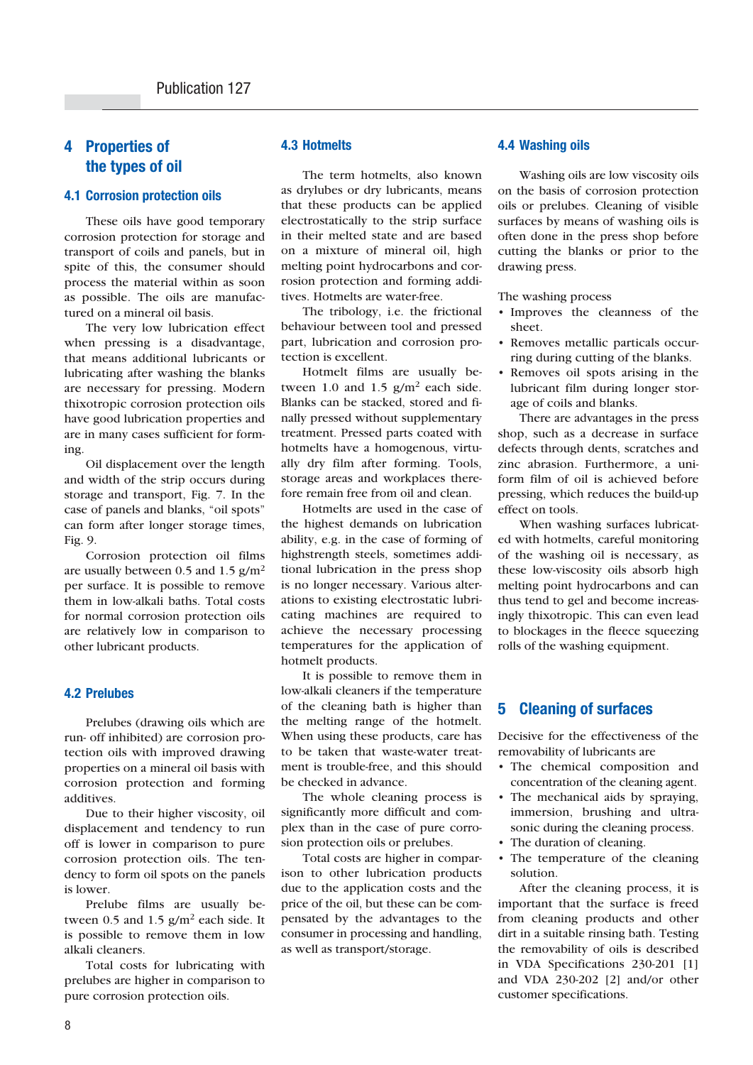# 4 Properties of the types of oil

## 4.1 Corrosion protection oils

These oils have good temporary corrosion protection for storage and transport of coils and panels, but in spite of this, the consumer should process the material within as soon as possible. The oils are manufactured on a mineral oil basis.

The very low lubrication effect when pressing is a disadvantage, that means additional lubricants or lubricating after washing the blanks are necessary for pressing. Modern thixotropic corrosion protection oils have good lubrication properties and are in many cases sufficient for forming.

Oil displacement over the length and width of the strip occurs during storage and transport, Fig. 7. In the case of panels and blanks, “oil spots” can form after longer storage times, Fig. 9.

Corrosion protection oil films are usually between 0.5 and 1.5 g/m$^2$ per surface. It is possible to remove them in low-alkali baths. Total costs for normal corrosion protection oils are relatively low in comparison to other lubricant products.

## 4.2 Prelubes

Prelubes (drawing oils which are run- off inhibited) are corrosion protection oils with improved drawing properties on a mineral oil basis with corrosion protection and forming additives.

Due to their higher viscosity, oil displacement and tendency to run off is lower in comparison to pure corrosion protection oils. The tendency to form oil spots on the panels is lower.

Prelube films are usually between 0.5 and 1.5 g/m$^2$ each side. It is possible to remove them in low alkali cleaners.

Total costs for lubricating with prelubes are higher in comparison to pure corrosion protection oils.

## 4.3 Hotmelts

The term hotmelts, also known as drylubes or dry lubricants, means that these products can be applied electrostatically to the strip surface in their melted state and are based on a mixture of mineral oil, high melting point hydrocarbons and corrosion protection and forming additives. Hotmelts are water-free.

The tribology, i.e. the frictional behaviour between tool and pressed part, lubrication and corrosion protection is excellent.

Hotmelt films are usually between 1.0 and 1.5 g/m$^2$ each side. Blanks can be stacked, stored and finally pressed without supplementary treatment. Pressed parts coated with hotmelts have a homogenous, virtually dry film after forming. Tools, storage areas and workplaces therefore remain free from oil and clean.

Hotmelts are used in the case of the highest demands on lubrication ability, e.g. in the case of forming of highstrength steels, sometimes additional lubrication in the press shop is no longer necessary. Various alterations to existing electrostatic lubricating machines are required to achieve the necessary processing temperatures for the application of hotmelt products.

It is possible to remove them in low-alkali cleaners if the temperature of the cleaning bath is higher than the melting range of the hotmelt. When using these products, care has to be taken that waste-water treatment is trouble-free, and this should be checked in advance.

The whole cleaning process is significantly more difficult and complex than in the case of pure corrosion protection oils or prelubes.

Total costs are higher in comparison to other lubrication products due to the application costs and the price of the oil, but these can be compensated by the advantages to the consumer in processing and handling, as well as transport/storage.

## 4.4 Washing oils

Washing oils are low viscosity oils on the basis of corrosion protection oils or prelubes. Cleaning of visible surfaces by means of washing oils is often done in the press shop before cutting the blanks or prior to the drawing press.

The washing process

- Improves the cleanness of the sheet.
- Removes metallic particals occurring during cutting of the blanks.
- Removes oil spots arising in the lubricant film during longer storage of coils and blanks.

There are advantages in the press shop, such as a decrease in surface defects through dents, scratches and zinc abrasion. Furthermore, a uniform film of oil is achieved before pressing, which reduces the build-up effect on tools.

When washing surfaces lubricated with hotmelts, careful monitoring of the washing oil is necessary, as these low-viscosity oils absorb high melting point hydrocarbons and can thus tend to gel and become increasingly thixotropic. This can even lead to blockages in the fleece squeezing rolls of the washing equipment.

# 5 Cleaning of surfaces

Decisive for the effectiveness of the removability of lubricants are

- The chemical composition and concentration of the cleaning agent.
- The mechanical aids by spraying, immersion, brushing and ultrasonic during the cleaning process.
- The duration of cleaning.
- The temperature of the cleaning solution.

After the cleaning process, it is important that the surface is freed from cleaning products and other dirt in a suitable rinsing bath. Testing the removability of oils is described in VDA Specifications 230-201 [1] and VDA 230-202 [2] and/or other customer specifications.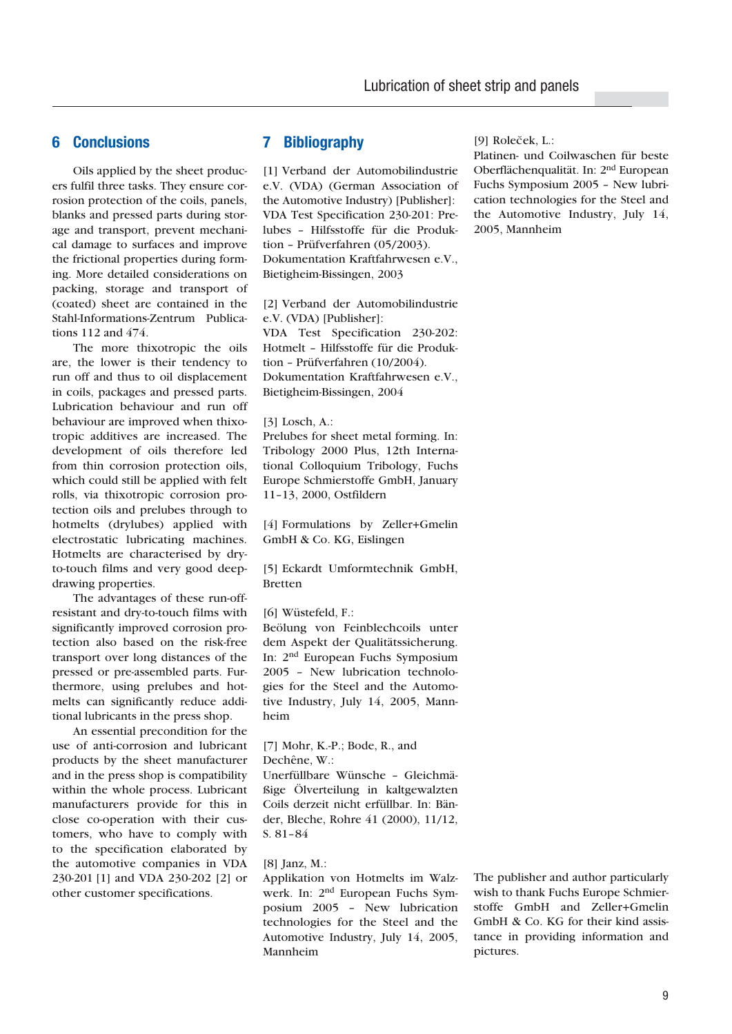## 6 Conclusions

Oils applied by the sheet producers fulfil three tasks. They ensure corrosion protection of the coils, panels, blanks and pressed parts during storage and transport, prevent mechanical damage to surfaces and improve the frictional properties during forming. More detailed considerations on packing, storage and transport of (coated) sheet are contained in the Stahl-Informations-Zentrum Publications 112 and 474.

The more thixotropic the oils are, the lower is their tendency to run off and thus to oil displacement in coils, packages and pressed parts. Lubrication behaviour and run off behaviour are improved when thixotropic additives are increased. The development of oils therefore led from thin corrosion protection oils, which could still be applied with felt rolls, via thixotropic corrosion protection oils and prelubes through to hotmelts (drylubes) applied with electrostatic lubricating machines. Hotmelts are characterised by dry-to-touch films and very good deep-drawing properties.

The advantages of these run-off-resistant and dry-to-touch films with significantly improved corrosion protection also based on the risk-free transport over long distances of the pressed or pre-assembled parts. Furthermore, using prelubes and hotmelts can significantly reduce additional lubricants in the press shop.

An essential precondition for the use of anti-corrosion and lubricant products by the sheet manufacturer and in the press shop is compatibility within the whole process. Lubricant manufacturers provide for this in close co-operation with their customers, who have to comply with to the specification elaborated by the automotive companies in VDA 230-201 [1] and VDA 230-202 [2] or other customer specifications.

## 7 Bibliography

[1] Verband der Automobilindustrie e.V. (VDA) (German Association of the Automotive Industry) [Publisher]: VDA Test Specification 230-201: Prelubes – Hilfsstoffe für die Produktion – Prüfverfahren (05/2003). Dokumentation Kraftfahrwesen e.V., Bietigheim-Bissingen, 2003

[2] Verband der Automobilindustrie e.V. (VDA) [Publisher]: VDA Test Specification 230-202: Hotmelt – Hilfsstoffe für die Produktion – Prüfverfahren (10/2004). Dokumentation Kraftfahrwesen e.V., Bietigheim-Bissingen, 2004

[3] Losch, A.: Prelubes for sheet metal forming. In: Tribology 2000 Plus, 12th International Colloquium Tribology, Fuchs Europe Schmierstoffe GmbH, January 11–13, 2000, Ostfildern

[4] Formulations by Zeller+Gmelin GmbH & Co. KG, Eislingen

[5] Eckardt Umformtechnik GmbH, Bretten

[6] Wüstefeld, F.: Beölung von Feinblechcoils unter dem Aspekt der Qualitätssicherung. In: 2nd European Fuchs Symposium 2005 – New lubrication technologies for the Steel and the Automotive Industry, July 14, 2005, Mannheim

[7] Mohr, K.-P.; Bode, R., and Dechêne, W.: Unerfüllbare Wünsche – Gleichmäßige Ölverteilung in kaltgewalzten Coils derzeit nicht erfüllbar. In: Bänder, Bleche, Rohre 41 (2000), 11/12, S. 81–84

[8] Janz, M.: Applikation von Hotmelts im Walzwerk. In: 2nd European Fuchs Symposium 2005 – New lubrication technologies for the Steel and the Automotive Industry, July 14, 2005, Mannheim

[9] Roleček, L.: Platinen- und Coilwaschen für beste Oberflächenqualität. In: 2nd European Fuchs Symposium 2005 – New lubrication technologies for the Steel and the Automotive Industry, July 14, 2005, Mannheim

The publisher and author particularly wish to thank Fuchs Europe Schmierstoffe GmbH and Zeller+Gmelin GmbH & Co. KG for their kind assistance in providing information and pictures.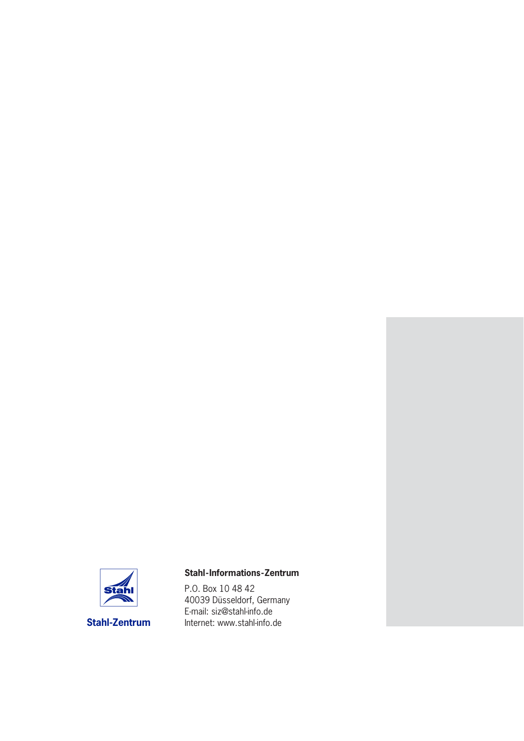Stahl-Zentrum

**Stahl-Informations-Zentrum**

P.O. Box 10 48 42
40039 Düsseldorf, Germany
E-mail: siz@stahl-info.de
Internet: www.stahl-info.de